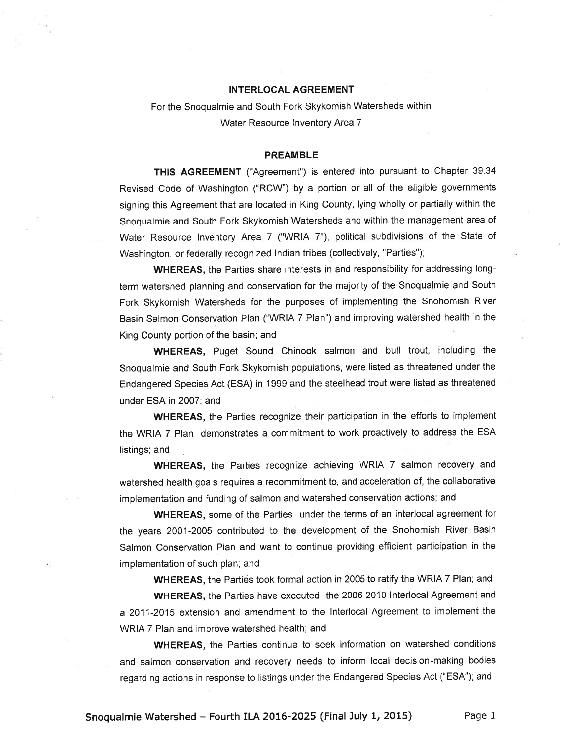# INTERLOCAL AGREEMENT

For the Snoqualmie and South Fork Skykomish Watersheds within Water Resource Inventory Area 7

## PREAMBLE

**THIS AGREEMENT** ("Agreement") is entered into pursuant to Chapter 39.34 Revised Code of Washington ("RCW") by a portion or all of the eligible governments signing this Agreement that are located in King County, lying wholly or partially within the Snoqualmie and South Fork Skykomish Watersheds and within the management area of Water Resource Inventory Area 7 ("WRIA 7"), political subdivisions of the State of Washington, or federally recognized Indian tribes (collectively, "Parties");

**WHEREAS,** the Parties share interests in and responsibility for addressing long-term watershed planning and conservation for the majority of the Snoqualmie and South Fork Skykomish Watersheds for the purposes of implementing the Snohomish River Basin Salmon Conservation Plan ("WRIA 7 Plan") and improving watershed health in the King County portion of the basin; and

**WHEREAS,** Puget Sound Chinook salmon and bull trout, including the Snoqualmie and South Fork Skykomish populations, were listed as threatened under the Endangered Species Act (ESA) in 1999 and the steelhead trout were listed as threatened under ESA in 2007; and

**WHEREAS,** the Parties recognize their participation in the efforts to implement the WRIA 7 Plan demonstrates a commitment to work proactively to address the ESA listings; and

**WHEREAS,** the Parties recognize achieving WRIA 7 salmon recovery and watershed health goals requires a recommitment to, and acceleration of, the collaborative implementation and funding of salmon and watershed conservation actions; and

**WHEREAS,** some of the Parties under the terms of an interlocal agreement for the years 2001-2005 contributed to the development of the Snohomish River Basin Salmon Conservation Plan and want to continue providing efficient participation in the implementation of such plan; and

**WHEREAS,** the Parties took formal action in 2005 to ratify the WRIA 7 Plan; and

**WHEREAS,** the Parties have executed the 2006-2010 Interlocal Agreement and a 2011-2015 extension and amendment to the Interlocal Agreement to implement the WRIA 7 Plan and improve watershed health; and

**WHEREAS,** the Parties continue to seek information on watershed conditions and salmon conservation and recovery needs to inform local decision-making bodies regarding actions in response to listings under the Endangered Species Act ("ESA"); and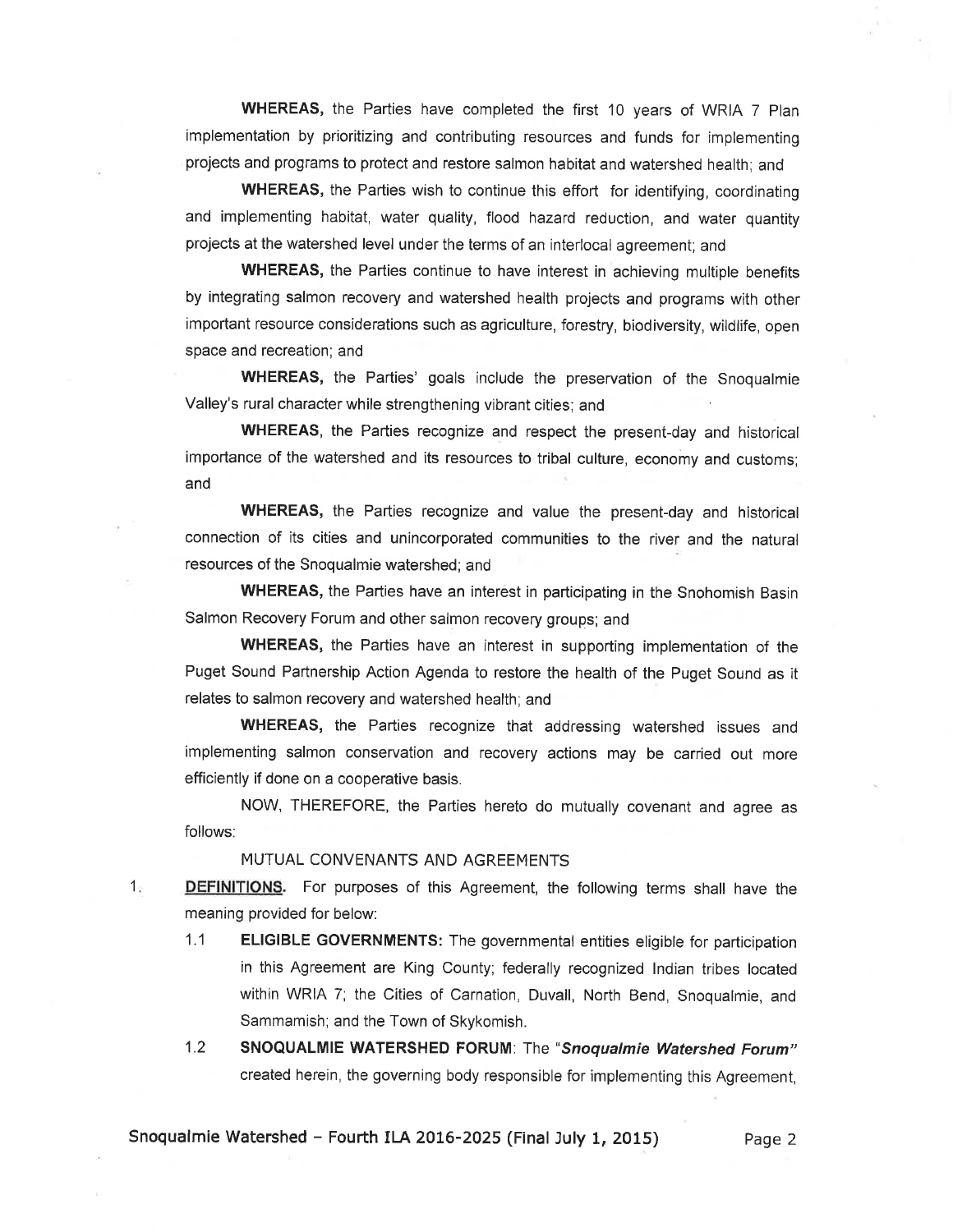**WHEREAS,** the Parties have completed the first 10 years of WRIA 7 Plan implementation by prioritizing and contributing resources and funds for implementing projects and programs to protect and restore salmon habitat and watershed health; and

**WHEREAS,** the Parties wish to continue this effort for identifying, coordinating and implementing habitat, water quality, flood hazard reduction, and water quantity projects at the watershed level under the terms of an interlocal agreement; and

**WHEREAS,** the Parties continue to have interest in achieving multiple benefits by integrating salmon recovery and watershed health projects and programs with other important resource considerations such as agriculture, forestry, biodiversity, wildlife, open space and recreation; and

**WHEREAS,** the Parties' goals include the preservation of the Snoqualmie Valley's rural character while strengthening vibrant cities; and

**WHEREAS,** the Parties recognize and respect the present-day and historical importance of the watershed and its resources to tribal culture, economy and customs; and

**WHEREAS,** the Parties recognize and value the present-day and historical connection of its cities and unincorporated communities to the river and the natural resources of the Snoqualmie watershed; and

**WHEREAS,** the Parties have an interest in participating in the Snohomish Basin Salmon Recovery Forum and other salmon recovery groups; and

**WHEREAS,** the Parties have an interest in supporting implementation of the Puget Sound Partnership Action Agenda to restore the health of the Puget Sound as it relates to salmon recovery and watershed health; and

**WHEREAS,** the Parties recognize that addressing watershed issues and implementing salmon conservation and recovery actions may be carried out more efficiently if done on a cooperative basis.

NOW, THEREFORE, the Parties hereto do mutually covenant and agree as follows:

MUTUAL CONVENANTS AND AGREEMENTS

1. **DEFINITIONS.** For purposes of this Agreement, the following terms shall have the meaning provided for below:

   1.1 **ELIGIBLE GOVERNMENTS:** The governmental entities eligible for participation in this Agreement are King County; federally recognized Indian tribes located within WRIA 7; the Cities of Carnation, Duvall, North Bend, Snoqualmie, and Sammamish; and the Town of Skykomish.

   1.2 **SNOQUALMIE WATERSHED FORUM**: The "***Snoqualmie Watershed Forum***" created herein, the governing body responsible for implementing this Agreement,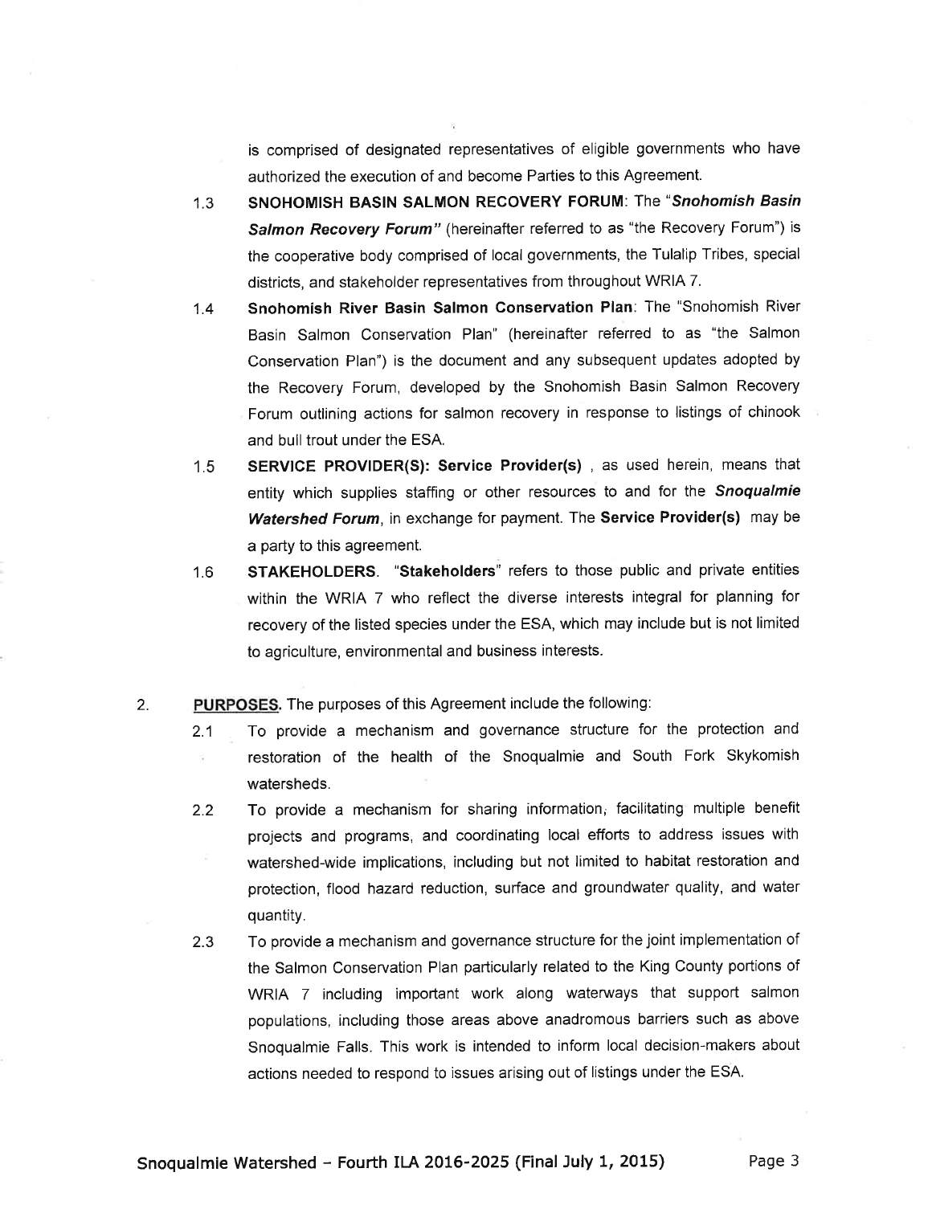is comprised of designated representatives of eligible governments who have authorized the execution of and become Parties to this Agreement.

1.3 **SNOHOMISH BASIN SALMON RECOVERY FORUM**: The "***Snohomish Basin Salmon Recovery Forum***" (hereinafter referred to as "the Recovery Forum") is the cooperative body comprised of local governments, the Tulalip Tribes, special districts, and stakeholder representatives from throughout WRIA 7.

1.4 **Snohomish River Basin Salmon Conservation Plan**: The "Snohomish River Basin Salmon Conservation Plan" (hereinafter referred to as "the Salmon Conservation Plan") is the document and any subsequent updates adopted by the Recovery Forum, developed by the Snohomish Basin Salmon Recovery Forum outlining actions for salmon recovery in response to listings of chinook and bull trout under the ESA.

1.5 **SERVICE PROVIDER(S): Service Provider(s)** , as used herein, means that entity which supplies staffing or other resources to and for the ***Snoqualmie Watershed Forum***, in exchange for payment. The **Service Provider(s)** may be a party to this agreement.

1.6 **STAKEHOLDERS**. "**Stakeholders**" refers to those public and private entities within the WRIA 7 who reflect the diverse interests integral for planning for recovery of the listed species under the ESA, which may include but is not limited to agriculture, environmental and business interests.

2. **PURPOSES.** The purposes of this Agreement include the following:

2.1 To provide a mechanism and governance structure for the protection and restoration of the health of the Snoqualmie and South Fork Skykomish watersheds.

2.2 To provide a mechanism for sharing information, facilitating multiple benefit projects and programs, and coordinating local efforts to address issues with watershed-wide implications, including but not limited to habitat restoration and protection, flood hazard reduction, surface and groundwater quality, and water quantity.

2.3 To provide a mechanism and governance structure for the joint implementation of the Salmon Conservation Plan particularly related to the King County portions of WRIA 7 including important work along waterways that support salmon populations, including those areas above anadromous barriers such as above Snoqualmie Falls. This work is intended to inform local decision-makers about actions needed to respond to issues arising out of listings under the ESA.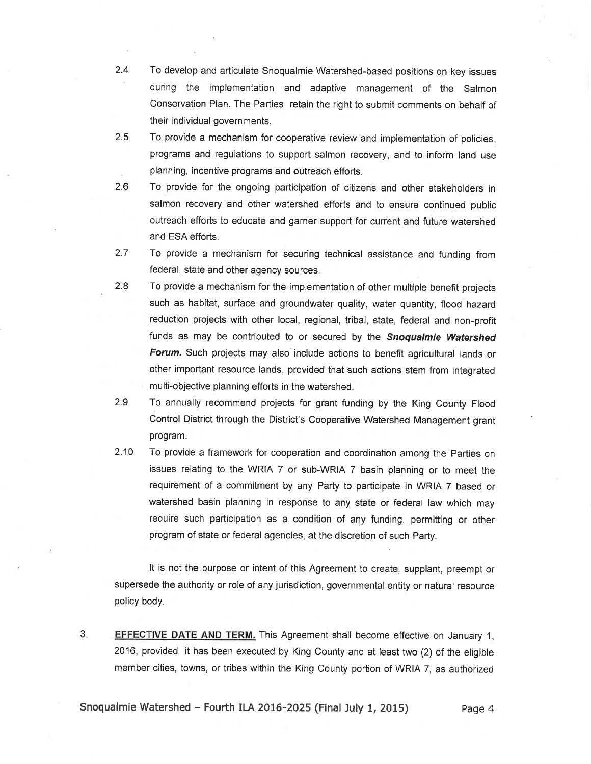2.4 To develop and articulate Snoqualmie Watershed-based positions on key issues during the implementation and adaptive management of the Salmon Conservation Plan. The Parties retain the right to submit comments on behalf of their individual governments.

2.5 To provide a mechanism for cooperative review and implementation of policies, programs and regulations to support salmon recovery, and to inform land use planning, incentive programs and outreach efforts.

2.6 To provide for the ongoing participation of citizens and other stakeholders in salmon recovery and other watershed efforts and to ensure continued public outreach efforts to educate and garner support for current and future watershed and ESA efforts.

2.7 To provide a mechanism for securing technical assistance and funding from federal, state and other agency sources.

2.8 To provide a mechanism for the implementation of other multiple benefit projects such as habitat, surface and groundwater quality, water quantity, flood hazard reduction projects with other local, regional, tribal, state, federal and non-profit funds as may be contributed to or secured by the ***Snoqualmie Watershed Forum.*** Such projects may also include actions to benefit agricultural lands or other important resource lands, provided that such actions stem from integrated multi-objective planning efforts in the watershed.

2.9 To annually recommend projects for grant funding by the King County Flood Control District through the District's Cooperative Watershed Management grant program.

2.10 To provide a framework for cooperation and coordination among the Parties on issues relating to the WRIA 7 or sub-WRIA 7 basin planning or to meet the requirement of a commitment by any Party to participate in WRIA 7 based or watershed basin planning in response to any state or federal law which may require such participation as a condition of any funding, permitting or other program of state or federal agencies, at the discretion of such Party.

It is not the purpose or intent of this Agreement to create, supplant, preempt or supersede the authority or role of any jurisdiction, governmental entity or natural resource policy body.

3. **EFFECTIVE DATE AND TERM.** This Agreement shall become effective on January 1, 2016, provided it has been executed by King County and at least two (2) of the eligible member cities, towns, or tribes within the King County portion of WRIA 7, as authorized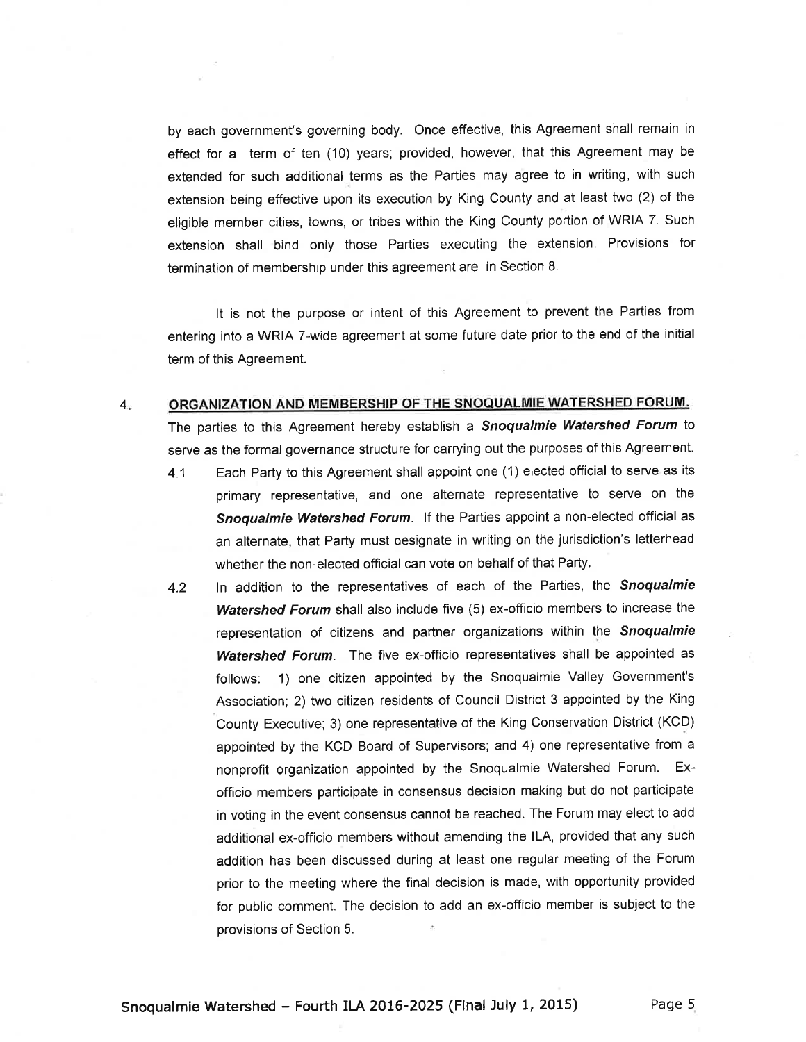by each government's governing body. Once effective, this Agreement shall remain in effect for a term of ten (10) years; provided, however, that this Agreement may be extended for such additional terms as the Parties may agree to in writing, with such extension being effective upon its execution by King County and at least two (2) of the eligible member cities, towns, or tribes within the King County portion of WRIA 7. Such extension shall bind only those Parties executing the extension. Provisions for termination of membership under this agreement are in Section 8.

It is not the purpose or intent of this Agreement to prevent the Parties from entering into a WRIA 7-wide agreement at some future date prior to the end of the initial term of this Agreement.

4. **ORGANIZATION AND MEMBERSHIP OF THE SNOQUALMIE WATERSHED FORUM.**

The parties to this Agreement hereby establish a ***Snoqualmie Watershed Forum*** to serve as the formal governance structure for carrying out the purposes of this Agreement.

4.1 Each Party to this Agreement shall appoint one (1) elected official to serve as its primary representative, and one alternate representative to serve on the ***Snoqualmie Watershed Forum***. If the Parties appoint a non-elected official as an alternate, that Party must designate in writing on the jurisdiction's letterhead whether the non-elected official can vote on behalf of that Party.

4.2 In addition to the representatives of each of the Parties, the ***Snoqualmie Watershed Forum*** shall also include five (5) ex-officio members to increase the representation of citizens and partner organizations within the ***Snoqualmie Watershed Forum***. The five ex-officio representatives shall be appointed as follows: 1) one citizen appointed by the Snoqualmie Valley Government's Association; 2) two citizen residents of Council District 3 appointed by the King County Executive; 3) one representative of the King Conservation District (KCD) appointed by the KCD Board of Supervisors; and 4) one representative from a nonprofit organization appointed by the Snoqualmie Watershed Forum. Ex-officio members participate in consensus decision making but do not participate in voting in the event consensus cannot be reached. The Forum may elect to add additional ex-officio members without amending the ILA, provided that any such addition has been discussed during at least one regular meeting of the Forum prior to the meeting where the final decision is made, with opportunity provided for public comment. The decision to add an ex-officio member is subject to the provisions of Section 5.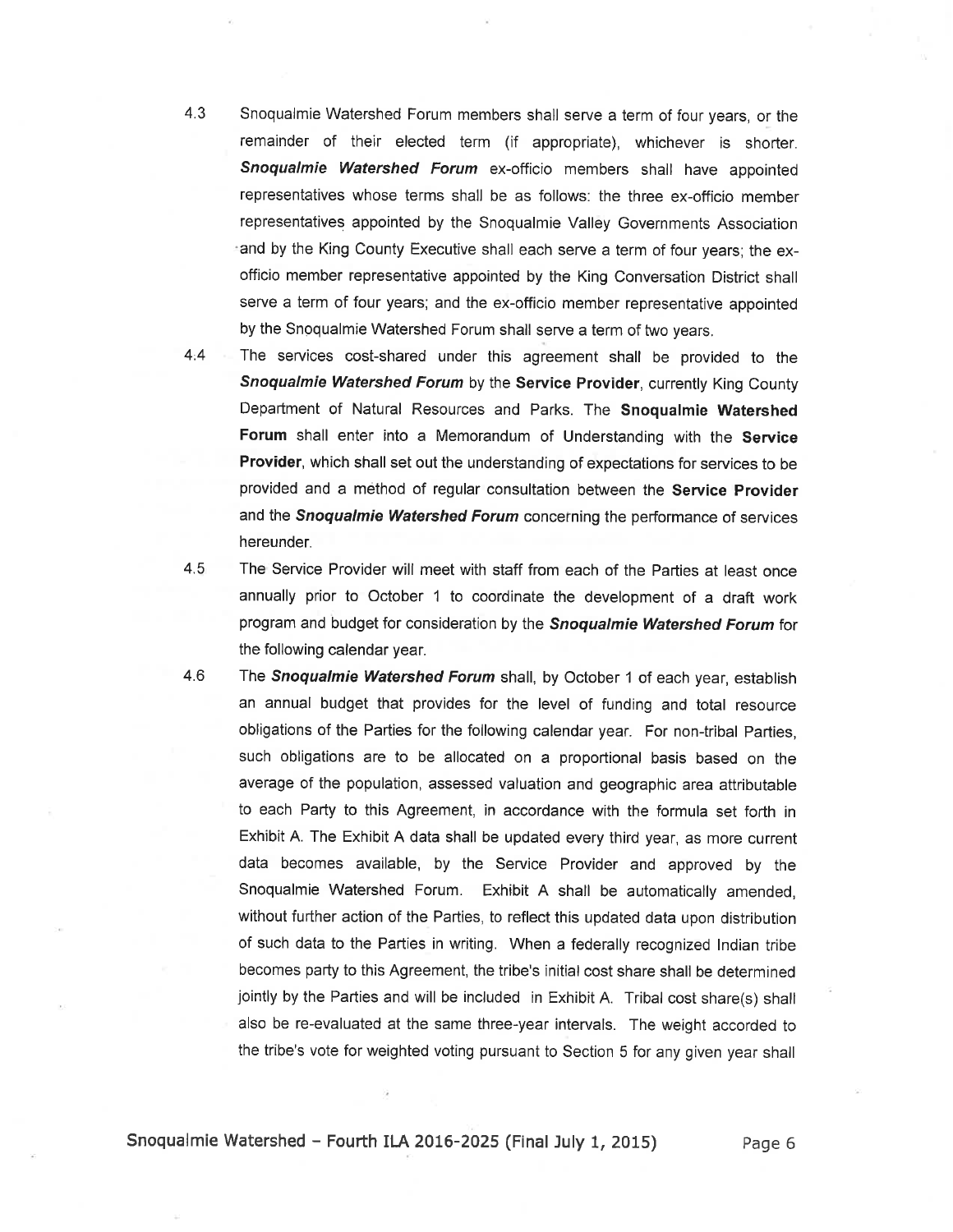4.3 Snoqualmie Watershed Forum members shall serve a term of four years, or the remainder of their elected term (if appropriate), whichever is shorter. ***Snoqualmie Watershed Forum*** ex-officio members shall have appointed representatives whose terms shall be as follows: the three ex-officio member representatives appointed by the Snoqualmie Valley Governments Association and by the King County Executive shall each serve a term of four years; the ex-officio member representative appointed by the King Conversation District shall serve a term of four years; and the ex-officio member representative appointed by the Snoqualmie Watershed Forum shall serve a term of two years.

4.4 The services cost-shared under this agreement shall be provided to the ***Snoqualmie Watershed Forum*** by the **Service Provider**, currently King County Department of Natural Resources and Parks. The **Snoqualmie Watershed Forum** shall enter into a Memorandum of Understanding with the **Service Provider**, which shall set out the understanding of expectations for services to be provided and a method of regular consultation between the **Service Provider** and the ***Snoqualmie Watershed Forum*** concerning the performance of services hereunder.

4.5 The Service Provider will meet with staff from each of the Parties at least once annually prior to October 1 to coordinate the development of a draft work program and budget for consideration by the ***Snoqualmie Watershed Forum*** for the following calendar year.

4.6 The ***Snoqualmie Watershed Forum*** shall, by October 1 of each year, establish an annual budget that provides for the level of funding and total resource obligations of the Parties for the following calendar year. For non-tribal Parties, such obligations are to be allocated on a proportional basis based on the average of the population, assessed valuation and geographic area attributable to each Party to this Agreement, in accordance with the formula set forth in Exhibit A. The Exhibit A data shall be updated every third year, as more current data becomes available, by the Service Provider and approved by the Snoqualmie Watershed Forum. Exhibit A shall be automatically amended, without further action of the Parties, to reflect this updated data upon distribution of such data to the Parties in writing. When a federally recognized Indian tribe becomes party to this Agreement, the tribe's initial cost share shall be determined jointly by the Parties and will be included in Exhibit A. Tribal cost share(s) shall also be re-evaluated at the same three-year intervals. The weight accorded to the tribe's vote for weighted voting pursuant to Section 5 for any given year shall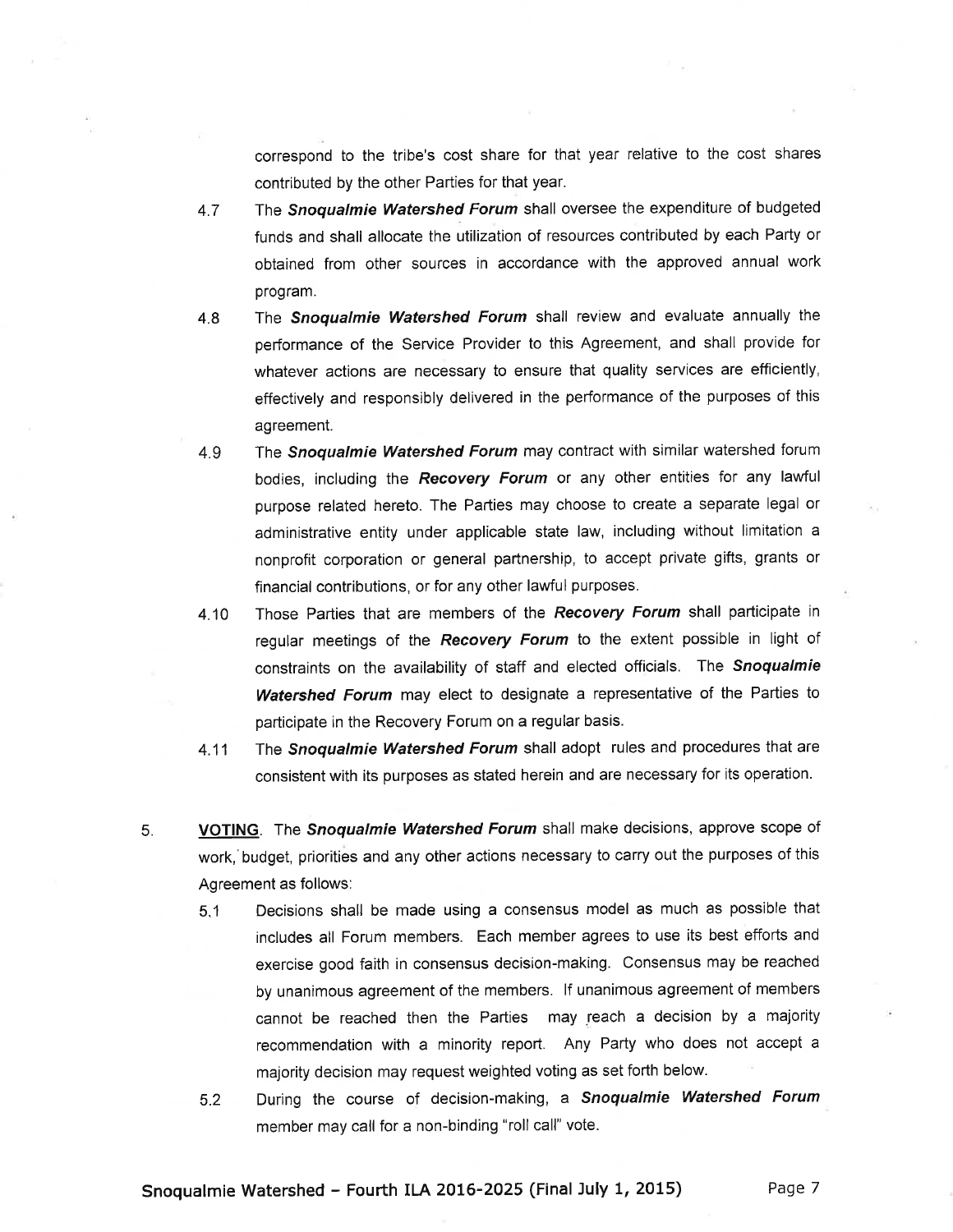correspond to the tribe's cost share for that year relative to the cost shares contributed by the other Parties for that year.

4.7 The ***Snoqualmie Watershed Forum*** shall oversee the expenditure of budgeted funds and shall allocate the utilization of resources contributed by each Party or obtained from other sources in accordance with the approved annual work program.

4.8 The ***Snoqualmie Watershed Forum*** shall review and evaluate annually the performance of the Service Provider to this Agreement, and shall provide for whatever actions are necessary to ensure that quality services are efficiently, effectively and responsibly delivered in the performance of the purposes of this agreement.

4.9 The ***Snoqualmie Watershed Forum*** may contract with similar watershed forum bodies, including the ***Recovery Forum*** or any other entities for any lawful purpose related hereto. The Parties may choose to create a separate legal or administrative entity under applicable state law, including without limitation a nonprofit corporation or general partnership, to accept private gifts, grants or financial contributions, or for any other lawful purposes.

4.10 Those Parties that are members of the ***Recovery Forum*** shall participate in regular meetings of the ***Recovery Forum*** to the extent possible in light of constraints on the availability of staff and elected officials. The ***Snoqualmie Watershed Forum*** may elect to designate a representative of the Parties to participate in the Recovery Forum on a regular basis.

4.11 The ***Snoqualmie Watershed Forum*** shall adopt rules and procedures that are consistent with its purposes as stated herein and are necessary for its operation.

5. **VOTING**. The ***Snoqualmie Watershed Forum*** shall make decisions, approve scope of work, budget, priorities and any other actions necessary to carry out the purposes of this Agreement as follows:

5.1 Decisions shall be made using a consensus model as much as possible that includes all Forum members. Each member agrees to use its best efforts and exercise good faith in consensus decision-making. Consensus may be reached by unanimous agreement of the members. If unanimous agreement of members cannot be reached then the Parties may reach a decision by a majority recommendation with a minority report. Any Party who does not accept a majority decision may request weighted voting as set forth below.

5.2 During the course of decision-making, a ***Snoqualmie Watershed Forum*** member may call for a non-binding "roll call" vote.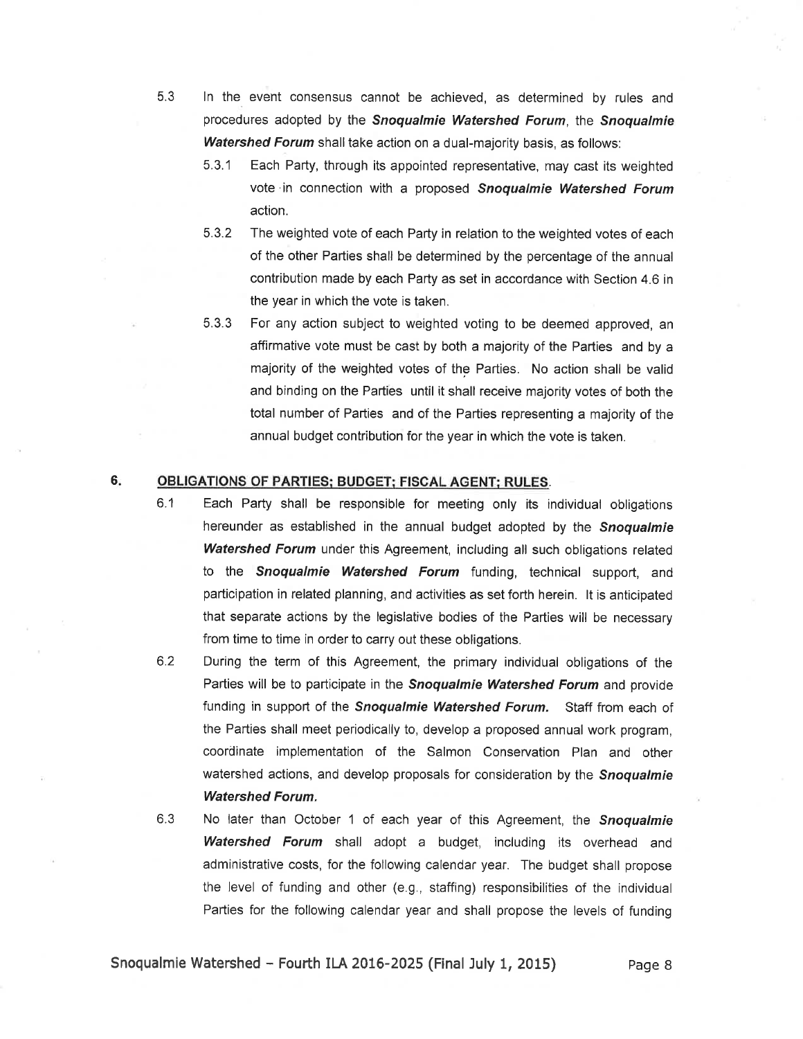5.3 In the event consensus cannot be achieved, as determined by rules and procedures adopted by the ***Snoqualmie Watershed Forum***, the ***Snoqualmie Watershed Forum*** shall take action on a dual-majority basis, as follows:

5.3.1 Each Party, through its appointed representative, may cast its weighted vote in connection with a proposed ***Snoqualmie Watershed Forum*** action.

5.3.2 The weighted vote of each Party in relation to the weighted votes of each of the other Parties shall be determined by the percentage of the annual contribution made by each Party as set in accordance with Section 4.6 in the year in which the vote is taken.

5.3.3 For any action subject to weighted voting to be deemed approved, an affirmative vote must be cast by both a majority of the Parties and by a majority of the weighted votes of the Parties. No action shall be valid and binding on the Parties until it shall receive majority votes of both the total number of Parties and of the Parties representing a majority of the annual budget contribution for the year in which the vote is taken.

## 6. OBLIGATIONS OF PARTIES; BUDGET; FISCAL AGENT; RULES.

6.1 Each Party shall be responsible for meeting only its individual obligations hereunder as established in the annual budget adopted by the ***Snoqualmie Watershed Forum*** under this Agreement, including all such obligations related to the ***Snoqualmie Watershed Forum*** funding, technical support, and participation in related planning, and activities as set forth herein. It is anticipated that separate actions by the legislative bodies of the Parties will be necessary from time to time in order to carry out these obligations.

6.2 During the term of this Agreement, the primary individual obligations of the Parties will be to participate in the ***Snoqualmie Watershed Forum*** and provide funding in support of the ***Snoqualmie Watershed Forum.*** Staff from each of the Parties shall meet periodically to, develop a proposed annual work program, coordinate implementation of the Salmon Conservation Plan and other watershed actions, and develop proposals for consideration by the ***Snoqualmie Watershed Forum.***

6.3 No later than October 1 of each year of this Agreement, the ***Snoqualmie Watershed Forum*** shall adopt a budget, including its overhead and administrative costs, for the following calendar year. The budget shall propose the level of funding and other (e.g., staffing) responsibilities of the individual Parties for the following calendar year and shall propose the levels of funding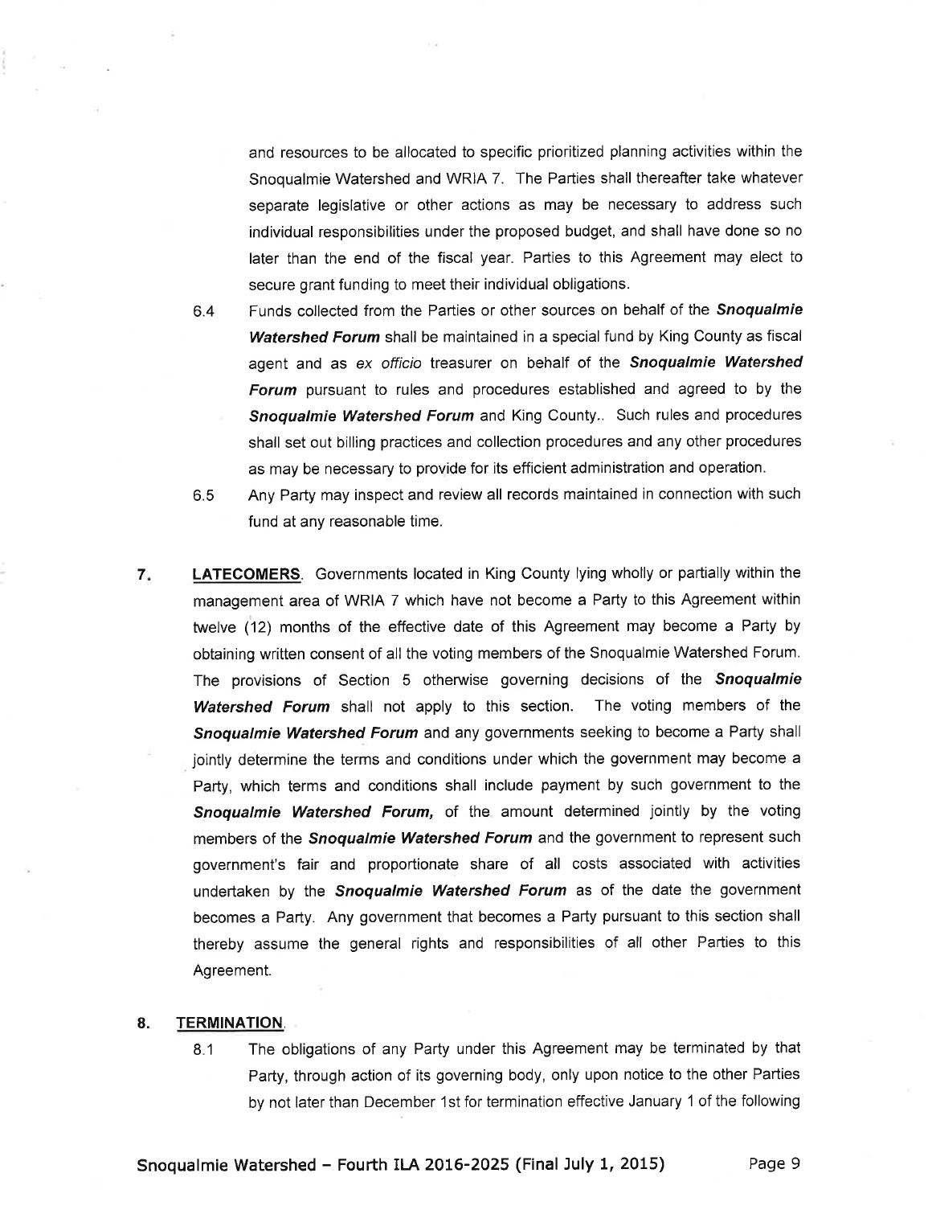and resources to be allocated to specific prioritized planning activities within the Snoqualmie Watershed and WRIA 7. The Parties shall thereafter take whatever separate legislative or other actions as may be necessary to address such individual responsibilities under the proposed budget, and shall have done so no later than the end of the fiscal year. Parties to this Agreement may elect to secure grant funding to meet their individual obligations.

6.4 Funds collected from the Parties or other sources on behalf of the ***Snoqualmie Watershed Forum*** shall be maintained in a special fund by King County as fiscal agent and as *ex officio* treasurer on behalf of the ***Snoqualmie Watershed Forum*** pursuant to rules and procedures established and agreed to by the ***Snoqualmie Watershed Forum*** and King County.. Such rules and procedures shall set out billing practices and collection procedures and any other procedures as may be necessary to provide for its efficient administration and operation.

6.5 Any Party may inspect and review all records maintained in connection with such fund at any reasonable time.

**7.** **LATECOMERS**. Governments located in King County lying wholly or partially within the management area of WRIA 7 which have not become a Party to this Agreement within twelve (12) months of the effective date of this Agreement may become a Party by obtaining written consent of all the voting members of the Snoqualmie Watershed Forum. The provisions of Section 5 otherwise governing decisions of the ***Snoqualmie Watershed Forum*** shall not apply to this section. The voting members of the ***Snoqualmie Watershed Forum*** and any governments seeking to become a Party shall jointly determine the terms and conditions under which the government may become a Party, which terms and conditions shall include payment by such government to the ***Snoqualmie Watershed Forum,*** of the amount determined jointly by the voting members of the ***Snoqualmie Watershed Forum*** and the government to represent such government's fair and proportionate share of all costs associated with activities undertaken by the ***Snoqualmie Watershed Forum*** as of the date the government becomes a Party. Any government that becomes a Party pursuant to this section shall thereby assume the general rights and responsibilities of all other Parties to this Agreement.

**8.** **TERMINATION**.

8.1 The obligations of any Party under this Agreement may be terminated by that Party, through action of its governing body, only upon notice to the other Parties by not later than December 1st for termination effective January 1 of the following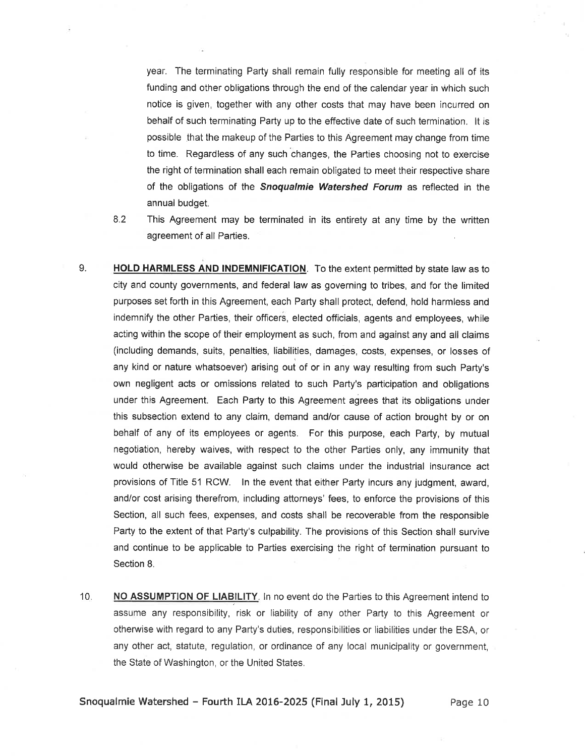year. The terminating Party shall remain fully responsible for meeting all of its funding and other obligations through the end of the calendar year in which such notice is given, together with any other costs that may have been incurred on behalf of such terminating Party up to the effective date of such termination. It is possible that the makeup of the Parties to this Agreement may change from time to time. Regardless of any such changes, the Parties choosing not to exercise the right of termination shall each remain obligated to meet their respective share of the obligations of the ***Snoqualmie Watershed Forum*** as reflected in the annual budget.

8.2 This Agreement may be terminated in its entirety at any time by the written agreement of all Parties.

9. **HOLD HARMLESS AND INDEMNIFICATION**. To the extent permitted by state law as to city and county governments, and federal law as governing to tribes, and for the limited purposes set forth in this Agreement, each Party shall protect, defend, hold harmless and indemnify the other Parties, their officers, elected officials, agents and employees, while acting within the scope of their employment as such, from and against any and all claims (including demands, suits, penalties, liabilities, damages, costs, expenses, or losses of any kind or nature whatsoever) arising out of or in any way resulting from such Party's own negligent acts or omissions related to such Party's participation and obligations under this Agreement. Each Party to this Agreement agrees that its obligations under this subsection extend to any claim, demand and/or cause of action brought by or on behalf of any of its employees or agents. For this purpose, each Party, by mutual negotiation, hereby waives, with respect to the other Parties only, any immunity that would otherwise be available against such claims under the industrial insurance act provisions of Title 51 RCW. In the event that either Party incurs any judgment, award, and/or cost arising therefrom, including attorneys' fees, to enforce the provisions of this Section, all such fees, expenses, and costs shall be recoverable from the responsible Party to the extent of that Party's culpability. The provisions of this Section shall survive and continue to be applicable to Parties exercising the right of termination pursuant to Section 8.

10. **NO ASSUMPTION OF LIABILITY**. In no event do the Parties to this Agreement intend to assume any responsibility, risk or liability of any other Party to this Agreement or otherwise with regard to any Party's duties, responsibilities or liabilities under the ESA, or any other act, statute, regulation, or ordinance of any local municipality or government, the State of Washington, or the United States.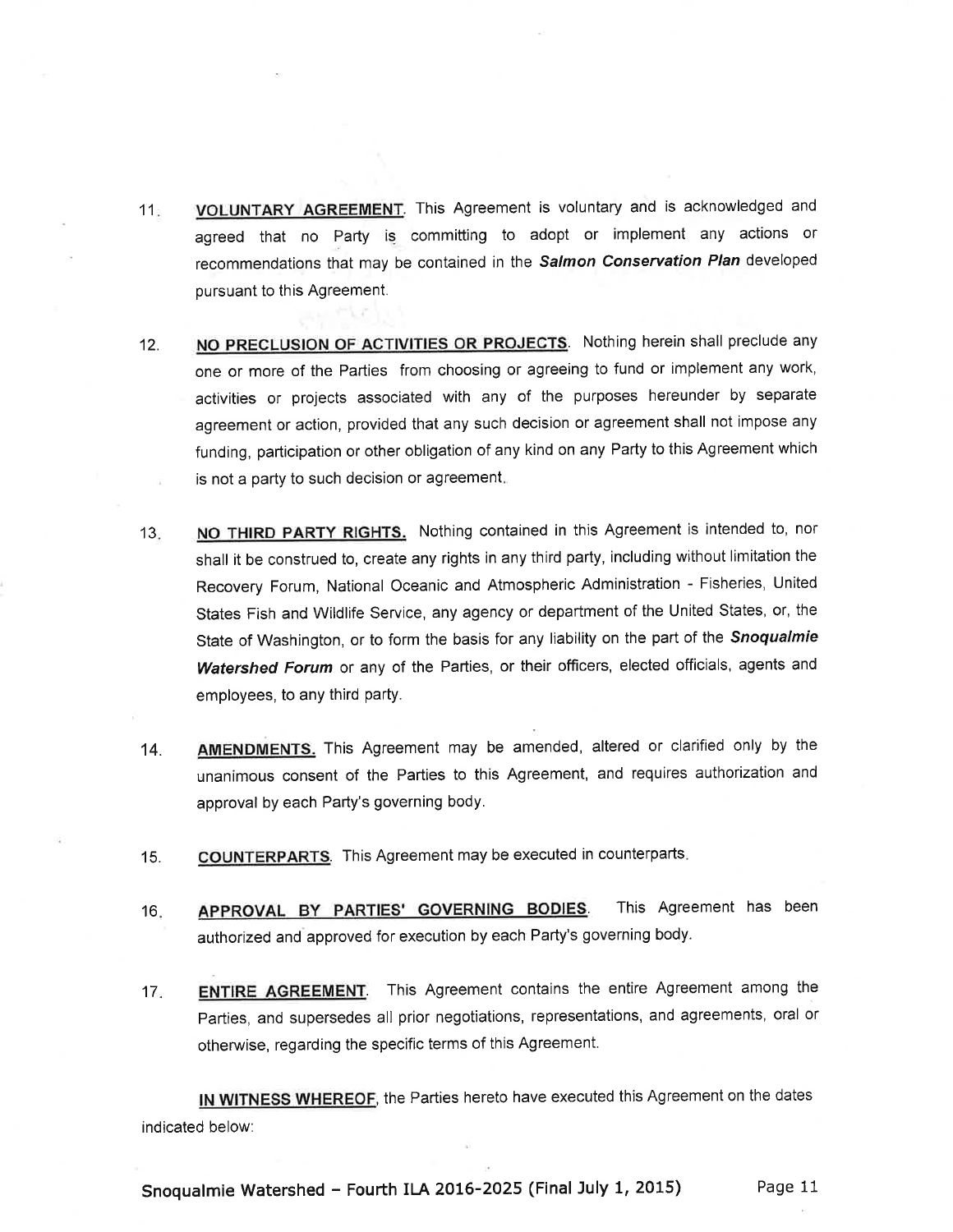11. **VOLUNTARY AGREEMENT**. This Agreement is voluntary and is acknowledged and agreed that no Party is committing to adopt or implement any actions or recommendations that may be contained in the ***Salmon Conservation Plan*** developed pursuant to this Agreement.

12. **NO PRECLUSION OF ACTIVITIES OR PROJECTS**. Nothing herein shall preclude any one or more of the Parties from choosing or agreeing to fund or implement any work, activities or projects associated with any of the purposes hereunder by separate agreement or action, provided that any such decision or agreement shall not impose any funding, participation or other obligation of any kind on any Party to this Agreement which is not a party to such decision or agreement.

13. **NO THIRD PARTY RIGHTS.** Nothing contained in this Agreement is intended to, nor shall it be construed to, create any rights in any third party, including without limitation the Recovery Forum, National Oceanic and Atmospheric Administration - Fisheries, United States Fish and Wildlife Service, any agency or department of the United States, or, the State of Washington, or to form the basis for any liability on the part of the ***Snoqualmie Watershed Forum*** or any of the Parties, or their officers, elected officials, agents and employees, to any third party.

14. **AMENDMENTS.** This Agreement may be amended, altered or clarified only by the unanimous consent of the Parties to this Agreement, and requires authorization and approval by each Party's governing body.

15. **COUNTERPARTS**. This Agreement may be executed in counterparts.

16. **APPROVAL BY PARTIES' GOVERNING BODIES**. This Agreement has been authorized and approved for execution by each Party's governing body.

17. **ENTIRE AGREEMENT**. This Agreement contains the entire Agreement among the Parties, and supersedes all prior negotiations, representations, and agreements, oral or otherwise, regarding the specific terms of this Agreement.

**IN WITNESS WHEREOF**, the Parties hereto have executed this Agreement on the dates indicated below: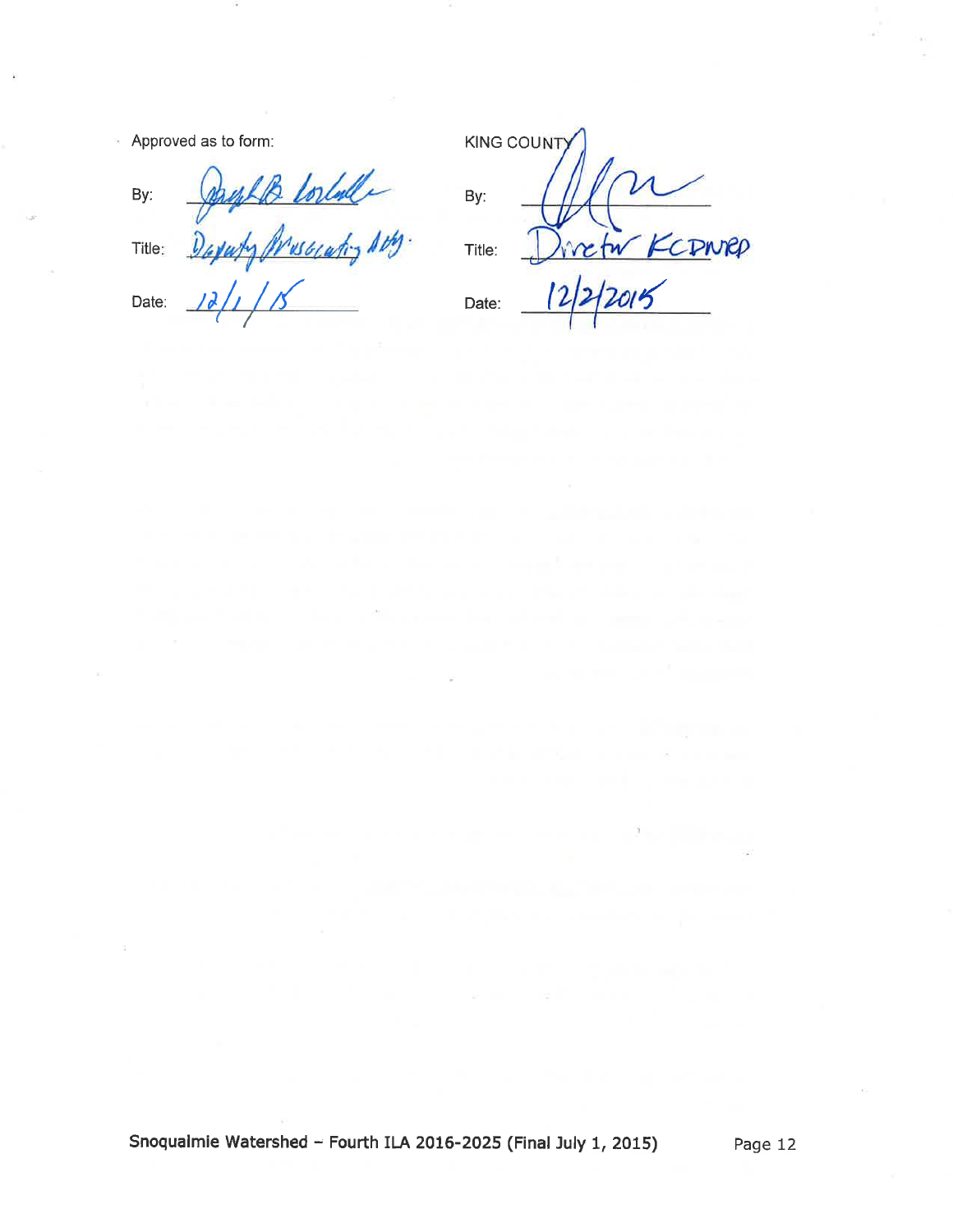| Approved as to form: | | KING COUNTY | |
|---|---|---|---|
| By: | *(signature)* | By: | *(signature)* |
| Title: | Deputy Prosecuting Atty. | Title: | Director KCDNRP |
| Date: | 12/1/15 | Date: | 12/2/2015 |

Snoqualmie Watershed – Fourth ILA 2016-2025 (Final July 1, 2015)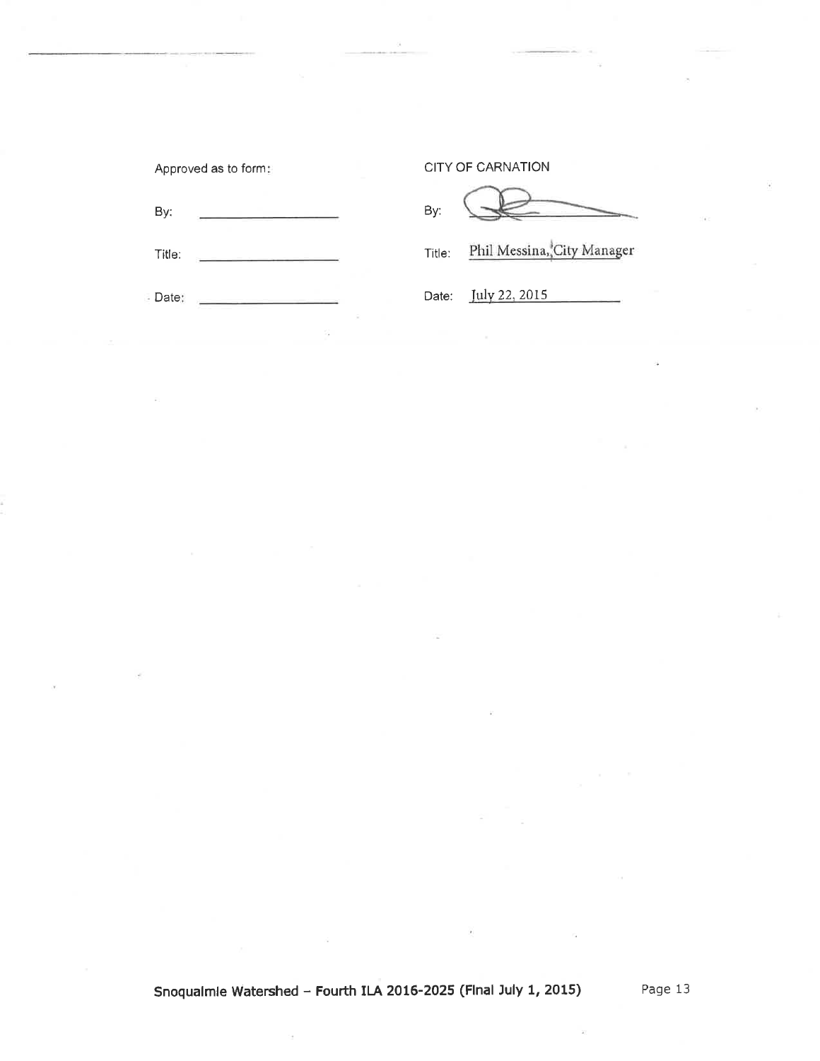| Approved as to form: | | CITY OF CARNATION | |
|---|---|---|---|
| By: | ____________________ | By: | [signature] |
| Title: | ____________________ | Title: | Phil Messina, City Manager |
| Date: | ____________________ | Date: | July 22, 2015 |

**Snoqualmie Watershed – Fourth ILA 2016-2025 (Final July 1, 2015)**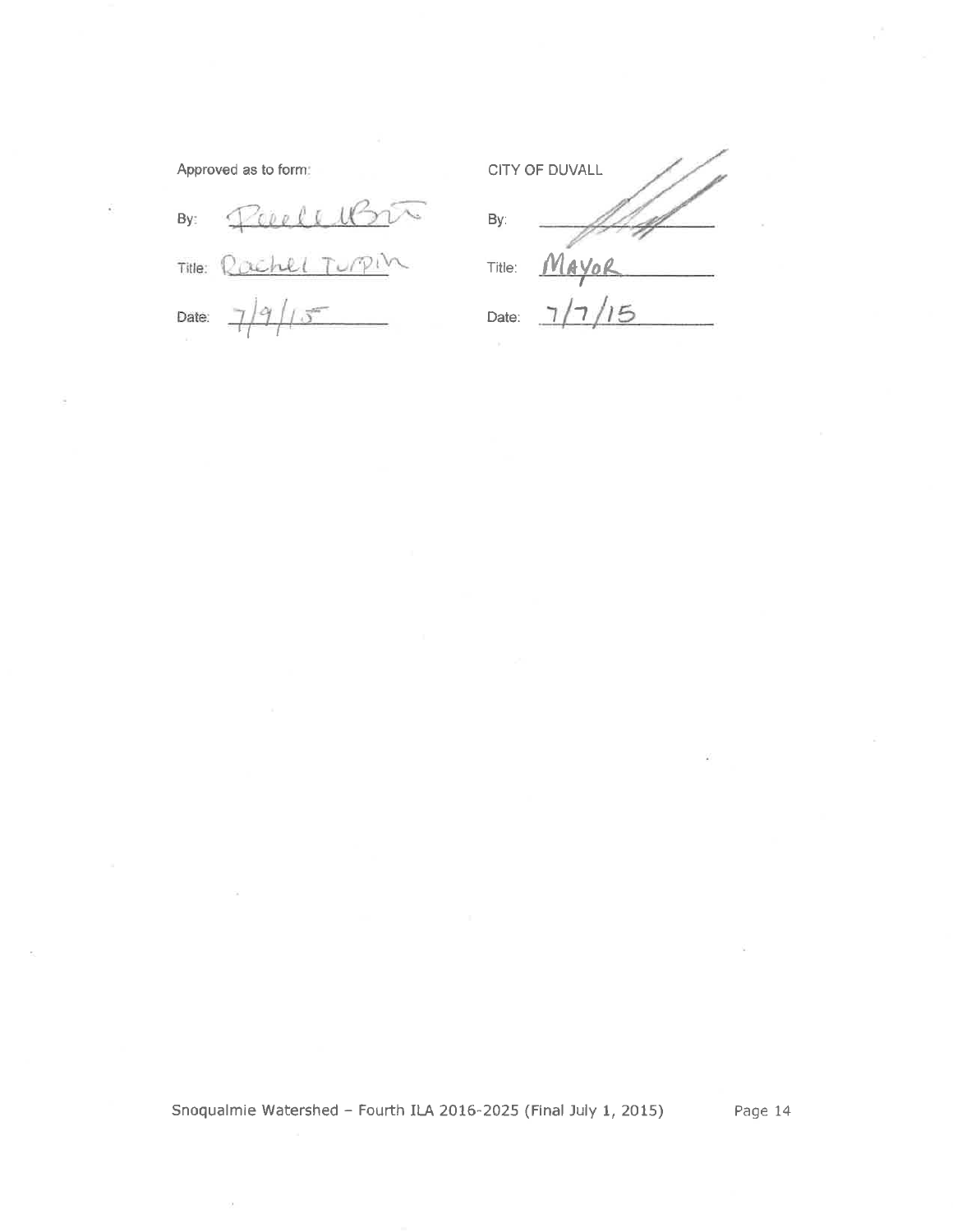Approved as to form:

By: [signature]

Title: Rachel Turpin

Date: 7/9/15

CITY OF DUVALL

By: [signature]

Title: MAYOR

Date: 7/7/15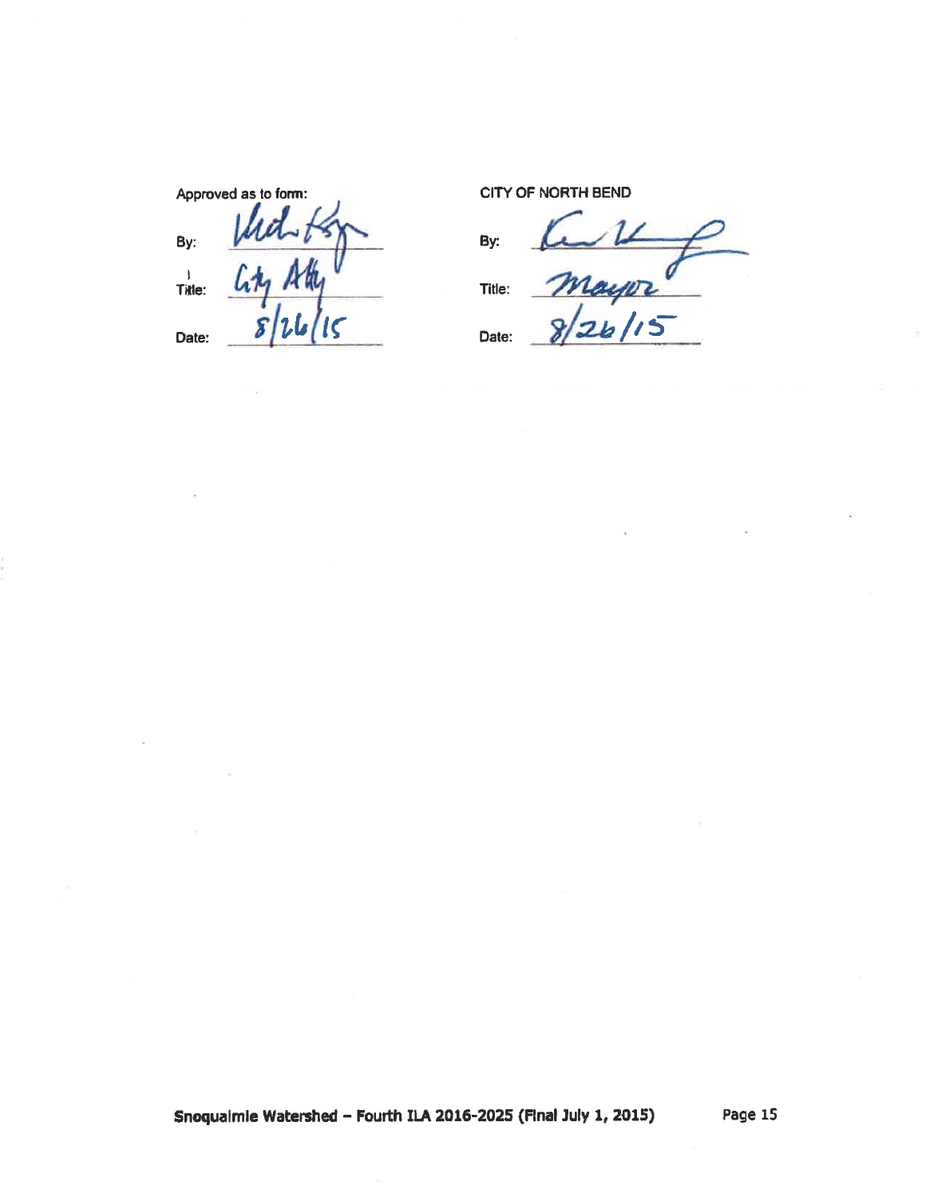Approved as to form:

By: [signature]

Title: City Atty

Date: 8/26/15

CITY OF NORTH BEND

By: [signature]

Title: Mayor

Date: 8/26/15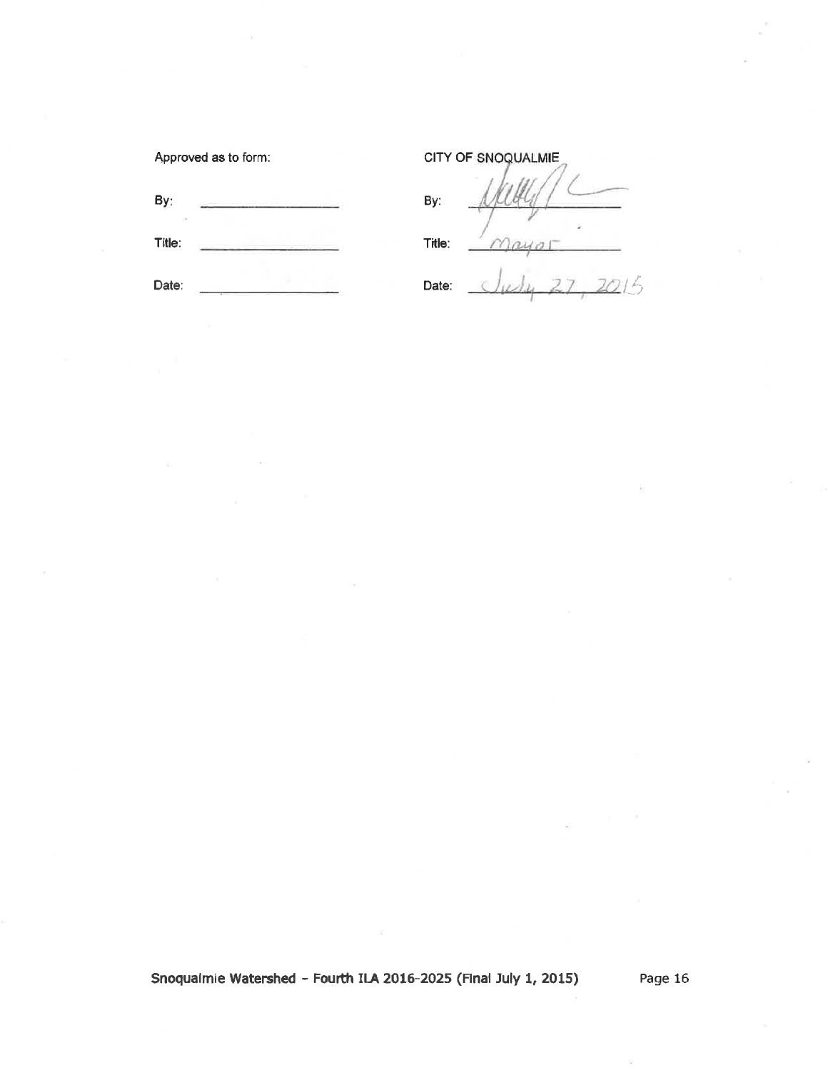| Approved as to form: | | CITY OF SNOQUALMIE | |
|---|---|---|---|
| By: | ________________ | By: | *[signature]* |
| Title: | ________________ | Title: | Mayor |
| Date: | ________________ | Date: | July 27, 2015 |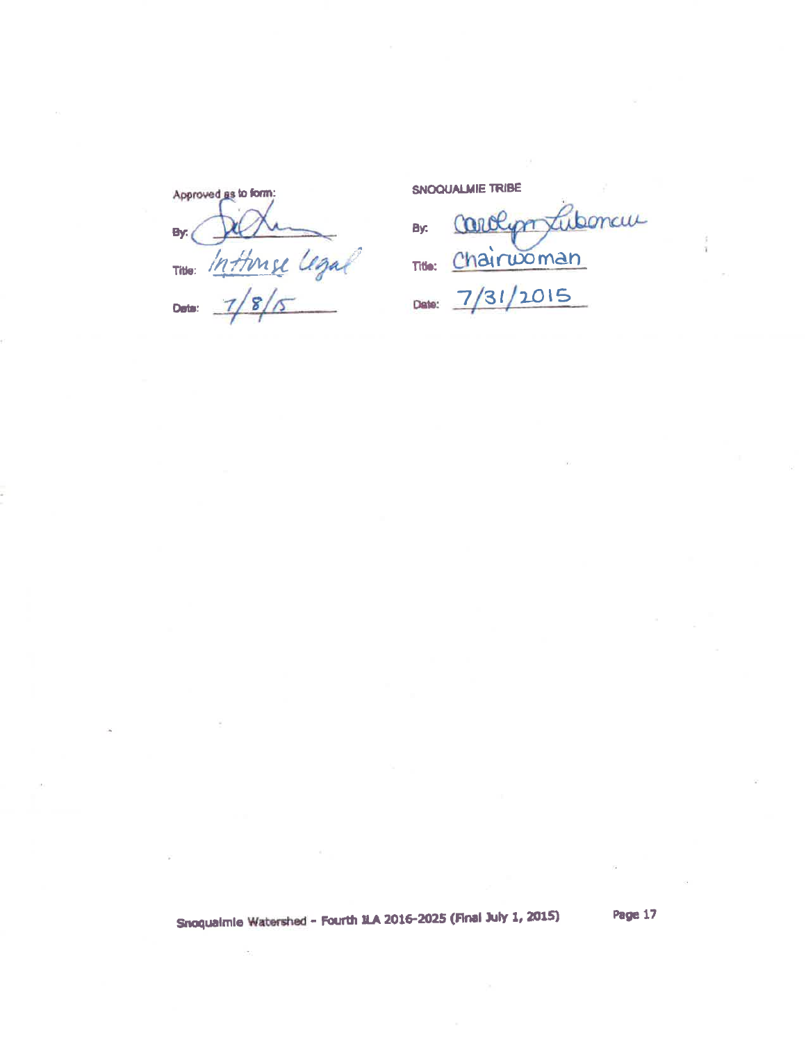Approved as to form:

By: [signature]

Title: Inhouse Legal

Date: 7/8/15

SNOQUALMIE TRIBE

By: Carolyn Lubenau

Title: Chairwoman

Date: 7/31/2015

Snoqualmie Watershed - Fourth ILA 2016-2025 (Final July 1, 2015)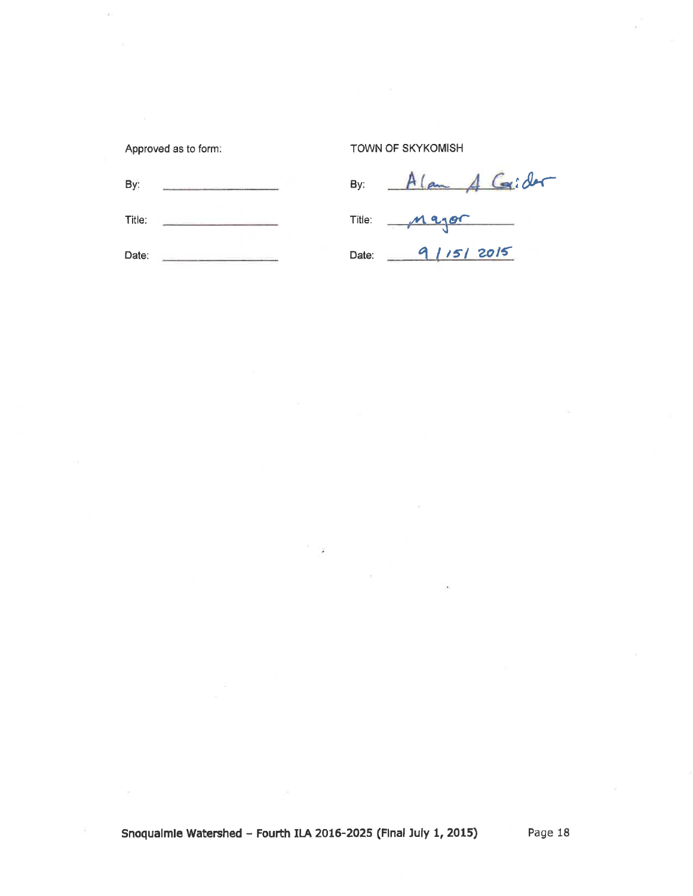| Approved as to form: | | TOWN OF SKYKOMISH | |
|---|---|---|---|
| By: | | By: | Alan A Grider |
| Title: | | Title: | Mayor |
| Date: | | Date: | 9/15/2015 |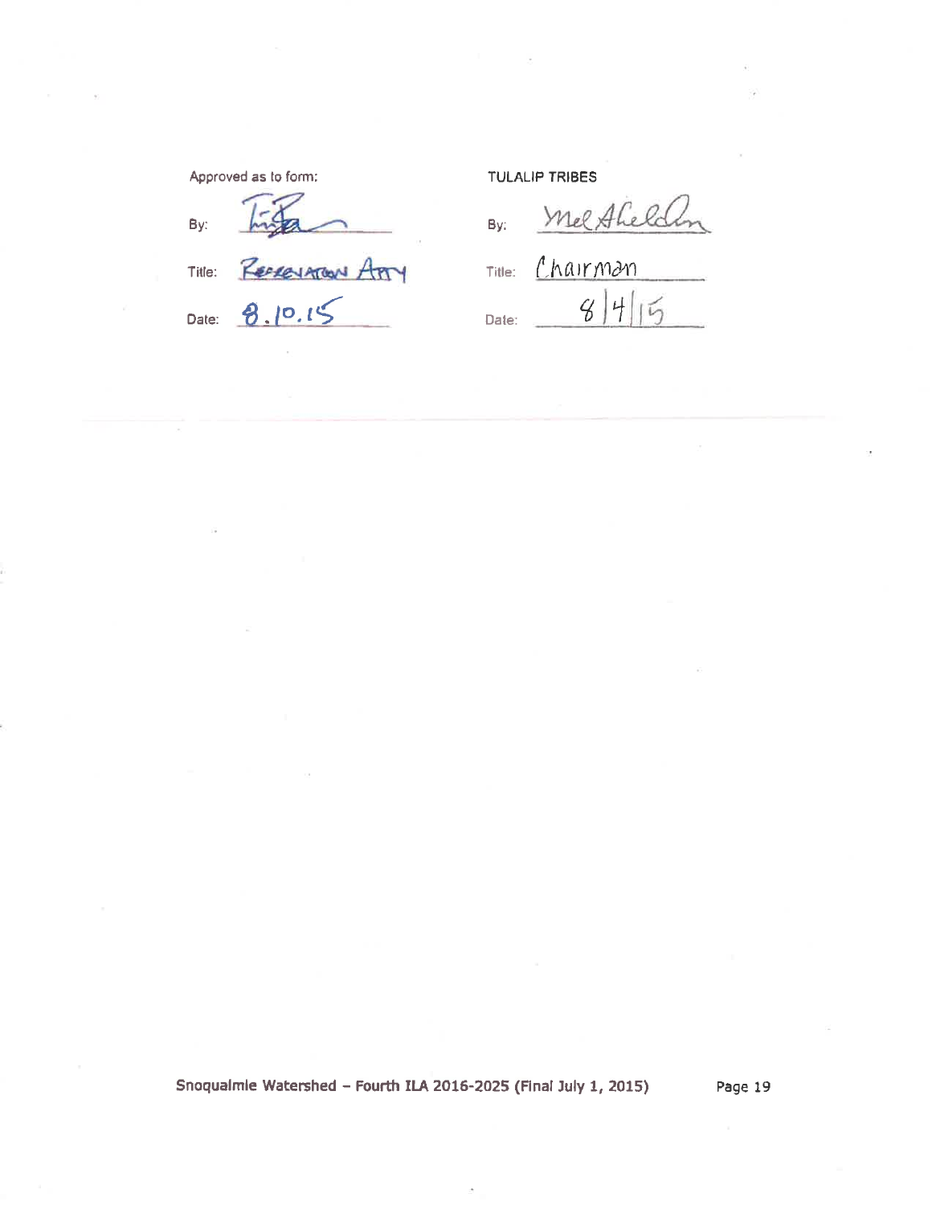| Approved as to form: | | TULALIP TRIBES | |
|---|---|---|---|
| By: | *[signature]* | By: | *[signature: Mel Sheldon]* |
| Title: | Reservation Atty | Title: | Chairman |
| Date: | 8.10.15 | Date: | 8/4/15 |

Snoqualmie Watershed – Fourth ILA 2016-2025 (Final July 1, 2015)